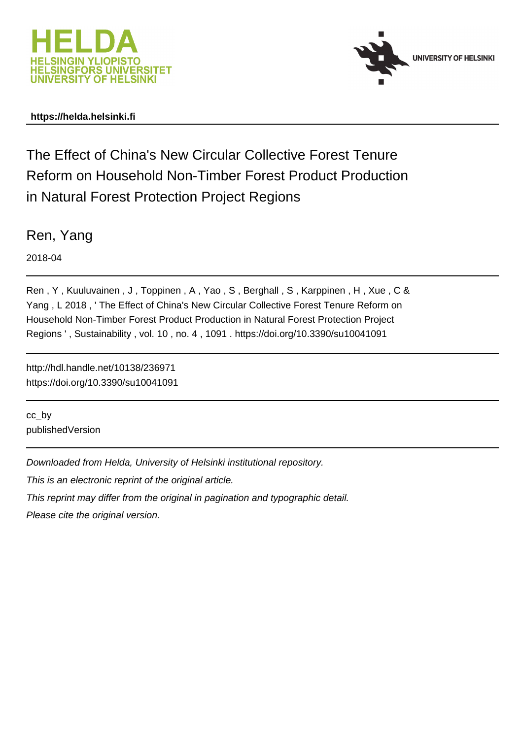HELDA
HELSINGIN YLIOPISTO
HELSINGFORS UNIVERSITET
UNIVERSITY OF HELSINKI

UNIVERSITY OF HELSINKI

**https://helda.helsinki.fi**

# The Effect of China's New Circular Collective Forest Tenure Reform on Household Non-Timber Forest Product Production in Natural Forest Protection Project Regions

Ren, Yang

2018-04

Ren , Y , Kuuluvainen , J , Toppinen , A , Yao , S , Berghall , S , Karppinen , H , Xue , C & Yang , L 2018 , ' The Effect of China's New Circular Collective Forest Tenure Reform on Household Non-Timber Forest Product Production in Natural Forest Protection Project Regions ' , Sustainability , vol. 10 , no. 4 , 1091 . https://doi.org/10.3390/su10041091

http://hdl.handle.net/10138/236971
https://doi.org/10.3390/su10041091

cc_by
publishedVersion

*Downloaded from Helda, University of Helsinki institutional repository.*

*This is an electronic reprint of the original article.*

*This reprint may differ from the original in pagination and typographic detail.*

*Please cite the original version.*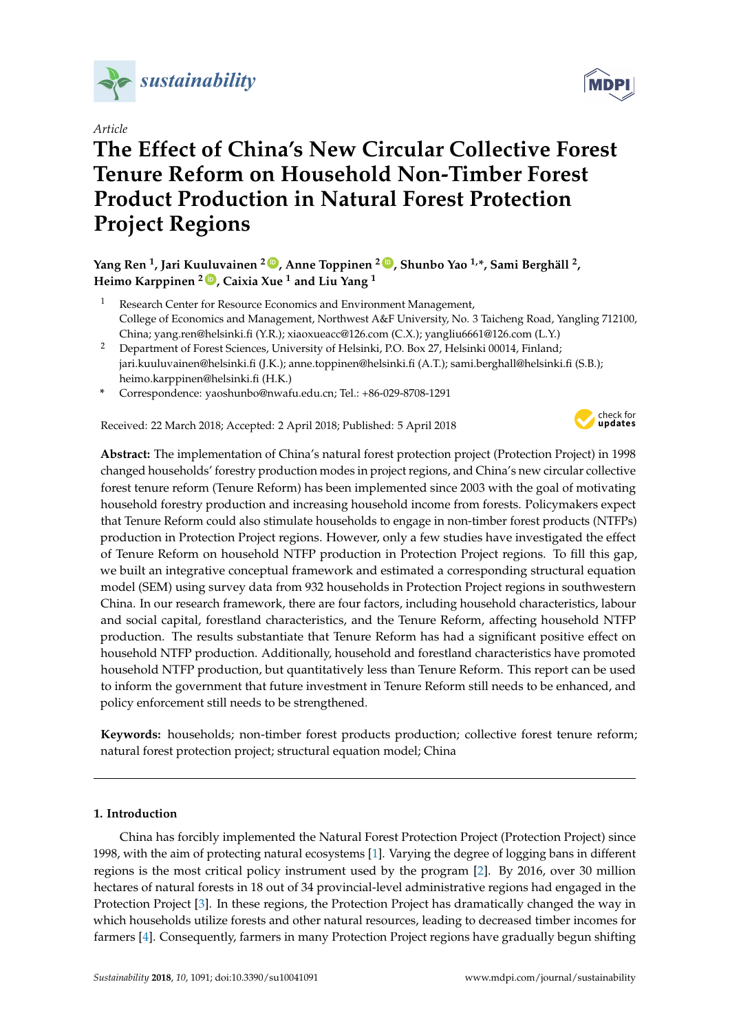# The Effect of China's New Circular Collective Forest Tenure Reform on Household Non-Timber Forest Product Production in Natural Forest Protection Project Regions

**Yang Ren [1], Jari Kuuluvainen [2], Anne Toppinen [2], Shunbo Yao [1,*], Sami Berghäll [2], Heimo Karppinen [2], Caixia Xue [1] and Liu Yang [1]**

[1] Research Center for Resource Economics and Environment Management, College of Economics and Management, Northwest A&F University, No. 3 Taicheng Road, Yangling 712100, China; yang.ren@helsinki.fi (Y.R.); xiaoxueacc@126.com (C.X.); yangliu6661@126.com (L.Y.)

[2] Department of Forest Sciences, University of Helsinki, P.O. Box 27, Helsinki 00014, Finland; jari.kuuluvainen@helsinki.fi (J.K.); anne.toppinen@helsinki.fi (A.T.); sami.berghall@helsinki.fi (S.B.); heimo.karppinen@helsinki.fi (H.K.)

\* Correspondence: yaoshunbo@nwafu.edu.cn; Tel.: +86-029-8708-1291

Received: 22 March 2018; Accepted: 2 April 2018; Published: 5 April 2018

**Abstract:** The implementation of China's natural forest protection project (Protection Project) in 1998 changed households' forestry production modes in project regions, and China's new circular collective forest tenure reform (Tenure Reform) has been implemented since 2003 with the goal of motivating household forestry production and increasing household income from forests. Policymakers expect that Tenure Reform could also stimulate households to engage in non-timber forest products (NTFPs) production in Protection Project regions. However, only a few studies have investigated the effect of Tenure Reform on household NTFP production in Protection Project regions. To fill this gap, we built an integrative conceptual framework and estimated a corresponding structural equation model (SEM) using survey data from 932 households in Protection Project regions in southwestern China. In our research framework, there are four factors, including household characteristics, labour and social capital, forestland characteristics, and the Tenure Reform, affecting household NTFP production. The results substantiate that Tenure Reform has had a significant positive effect on household NTFP production. Additionally, household and forestland characteristics have promoted household NTFP production, but quantitatively less than Tenure Reform. This report can be used to inform the government that future investment in Tenure Reform still needs to be enhanced, and policy enforcement still needs to be strengthened.

**Keywords:** households; non-timber forest products production; collective forest tenure reform; natural forest protection project; structural equation model; China

## 1. Introduction

China has forcibly implemented the Natural Forest Protection Project (Protection Project) since 1998, with the aim of protecting natural ecosystems [1]. Varying the degree of logging bans in different regions is the most critical policy instrument used by the program [2]. By 2016, over 30 million hectares of natural forests in 18 out of 34 provincial-level administrative regions had engaged in the Protection Project [3]. In these regions, the Protection Project has dramatically changed the way in which households utilize forests and other natural resources, leading to decreased timber incomes for farmers [4]. Consequently, farmers in many Protection Project regions have gradually begun shifting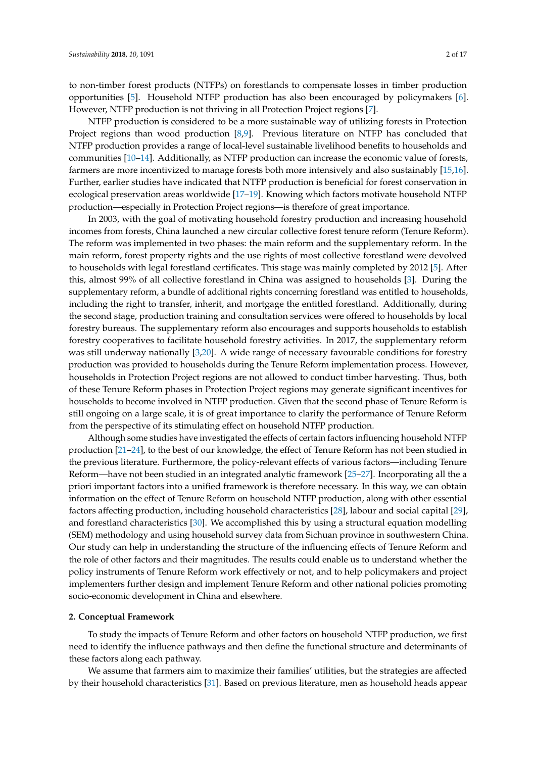to non-timber forest products (NTFPs) on forestlands to compensate losses in timber production opportunities [5]. Household NTFP production has also been encouraged by policymakers [6]. However, NTFP production is not thriving in all Protection Project regions [7].

NTFP production is considered to be a more sustainable way of utilizing forests in Protection Project regions than wood production [8,9]. Previous literature on NTFP has concluded that NTFP production provides a range of local-level sustainable livelihood benefits to households and communities [10–14]. Additionally, as NTFP production can increase the economic value of forests, farmers are more incentivized to manage forests both more intensively and also sustainably [15,16]. Further, earlier studies have indicated that NTFP production is beneficial for forest conservation in ecological preservation areas worldwide [17–19]. Knowing which factors motivate household NTFP production—especially in Protection Project regions—is therefore of great importance.

In 2003, with the goal of motivating household forestry production and increasing household incomes from forests, China launched a new circular collective forest tenure reform (Tenure Reform). The reform was implemented in two phases: the main reform and the supplementary reform. In the main reform, forest property rights and the use rights of most collective forestland were devolved to households with legal forestland certificates. This stage was mainly completed by 2012 [5]. After this, almost 99% of all collective forestland in China was assigned to households [3]. During the supplementary reform, a bundle of additional rights concerning forestland was entitled to households, including the right to transfer, inherit, and mortgage the entitled forestland. Additionally, during the second stage, production training and consultation services were offered to households by local forestry bureaus. The supplementary reform also encourages and supports households to establish forestry cooperatives to facilitate household forestry activities. In 2017, the supplementary reform was still underway nationally [3,20]. A wide range of necessary favourable conditions for forestry production was provided to households during the Tenure Reform implementation process. However, households in Protection Project regions are not allowed to conduct timber harvesting. Thus, both of these Tenure Reform phases in Protection Project regions may generate significant incentives for households to become involved in NTFP production. Given that the second phase of Tenure Reform is still ongoing on a large scale, it is of great importance to clarify the performance of Tenure Reform from the perspective of its stimulating effect on household NTFP production.

Although some studies have investigated the effects of certain factors influencing household NTFP production [21–24], to the best of our knowledge, the effect of Tenure Reform has not been studied in the previous literature. Furthermore, the policy-relevant effects of various factors—including Tenure Reform—have not been studied in an integrated analytic framework [25–27]. Incorporating all the a priori important factors into a unified framework is therefore necessary. In this way, we can obtain information on the effect of Tenure Reform on household NTFP production, along with other essential factors affecting production, including household characteristics [28], labour and social capital [29], and forestland characteristics [30]. We accomplished this by using a structural equation modelling (SEM) methodology and using household survey data from Sichuan province in southwestern China. Our study can help in understanding the structure of the influencing effects of Tenure Reform and the role of other factors and their magnitudes. The results could enable us to understand whether the policy instruments of Tenure Reform work effectively or not, and to help policymakers and project implementers further design and implement Tenure Reform and other national policies promoting socio-economic development in China and elsewhere.

## 2. Conceptual Framework

To study the impacts of Tenure Reform and other factors on household NTFP production, we first need to identify the influence pathways and then define the functional structure and determinants of these factors along each pathway.

We assume that farmers aim to maximize their families' utilities, but the strategies are affected by their household characteristics [31]. Based on previous literature, men as household heads appear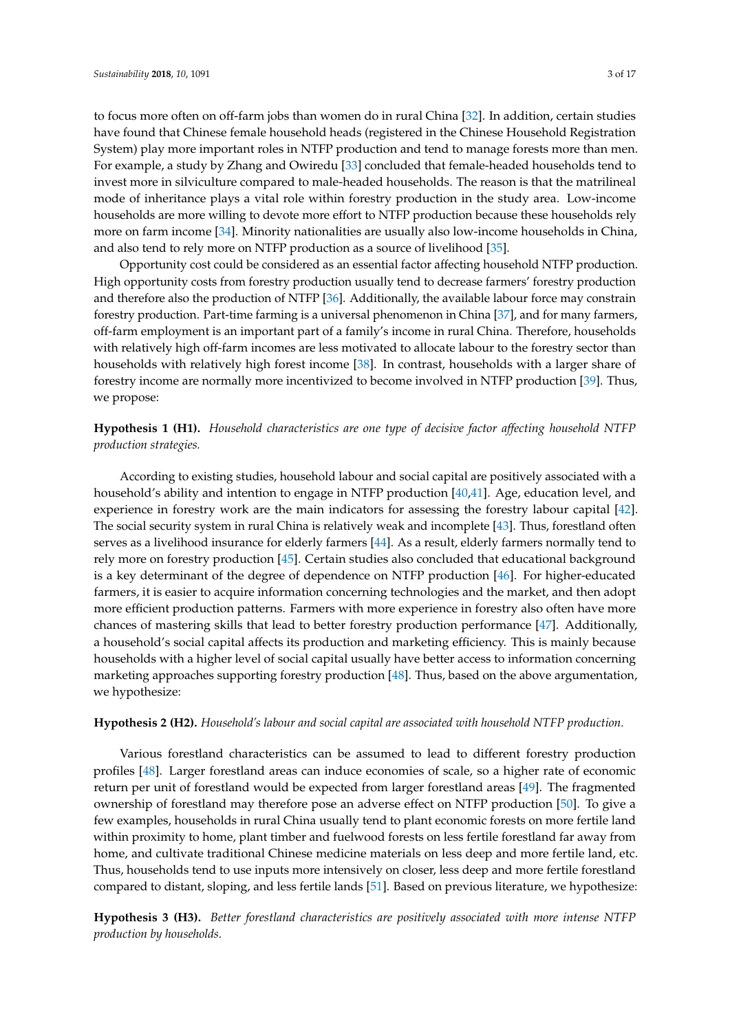to focus more often on off-farm jobs than women do in rural China [32]. In addition, certain studies have found that Chinese female household heads (registered in the Chinese Household Registration System) play more important roles in NTFP production and tend to manage forests more than men. For example, a study by Zhang and Owiredu [33] concluded that female-headed households tend to invest more in silviculture compared to male-headed households. The reason is that the matrilineal mode of inheritance plays a vital role within forestry production in the study area. Low-income households are more willing to devote more effort to NTFP production because these households rely more on farm income [34]. Minority nationalities are usually also low-income households in China, and also tend to rely more on NTFP production as a source of livelihood [35].

Opportunity cost could be considered as an essential factor affecting household NTFP production. High opportunity costs from forestry production usually tend to decrease farmers' forestry production and therefore also the production of NTFP [36]. Additionally, the available labour force may constrain forestry production. Part-time farming is a universal phenomenon in China [37], and for many farmers, off-farm employment is an important part of a family's income in rural China. Therefore, households with relatively high off-farm incomes are less motivated to allocate labour to the forestry sector than households with relatively high forest income [38]. In contrast, households with a larger share of forestry income are normally more incentivized to become involved in NTFP production [39]. Thus, we propose:

**Hypothesis 1 (H1).** *Household characteristics are one type of decisive factor affecting household NTFP production strategies.*

According to existing studies, household labour and social capital are positively associated with a household's ability and intention to engage in NTFP production [40,41]. Age, education level, and experience in forestry work are the main indicators for assessing the forestry labour capital [42]. The social security system in rural China is relatively weak and incomplete [43]. Thus, forestland often serves as a livelihood insurance for elderly farmers [44]. As a result, elderly farmers normally tend to rely more on forestry production [45]. Certain studies also concluded that educational background is a key determinant of the degree of dependence on NTFP production [46]. For higher-educated farmers, it is easier to acquire information concerning technologies and the market, and then adopt more efficient production patterns. Farmers with more experience in forestry also often have more chances of mastering skills that lead to better forestry production performance [47]. Additionally, a household's social capital affects its production and marketing efficiency. This is mainly because households with a higher level of social capital usually have better access to information concerning marketing approaches supporting forestry production [48]. Thus, based on the above argumentation, we hypothesize:

**Hypothesis 2 (H2).** *Household's labour and social capital are associated with household NTFP production.*

Various forestland characteristics can be assumed to lead to different forestry production profiles [48]. Larger forestland areas can induce economies of scale, so a higher rate of economic return per unit of forestland would be expected from larger forestland areas [49]. The fragmented ownership of forestland may therefore pose an adverse effect on NTFP production [50]. To give a few examples, households in rural China usually tend to plant economic forests on more fertile land within proximity to home, plant timber and fuelwood forests on less fertile forestland far away from home, and cultivate traditional Chinese medicine materials on less deep and more fertile land, etc. Thus, households tend to use inputs more intensively on closer, less deep and more fertile forestland compared to distant, sloping, and less fertile lands [51]. Based on previous literature, we hypothesize:

**Hypothesis 3 (H3).** *Better forestland characteristics are positively associated with more intense NTFP production by households.*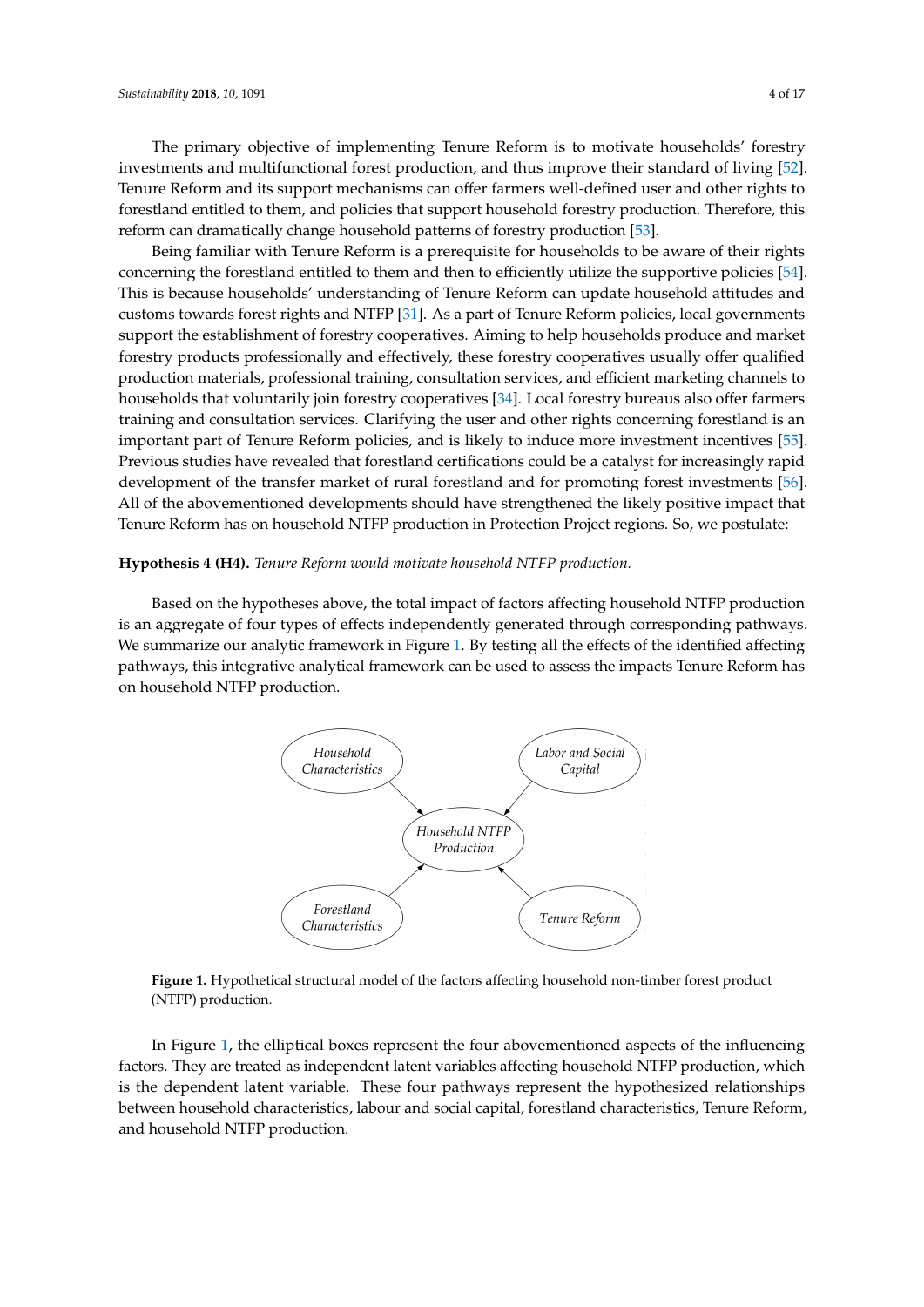The primary objective of implementing Tenure Reform is to motivate households' forestry investments and multifunctional forest production, and thus improve their standard of living [52]. Tenure Reform and its support mechanisms can offer farmers well-defined user and other rights to forestland entitled to them, and policies that support household forestry production. Therefore, this reform can dramatically change household patterns of forestry production [53].

Being familiar with Tenure Reform is a prerequisite for households to be aware of their rights concerning the forestland entitled to them and then to efficiently utilize the supportive policies [54]. This is because households' understanding of Tenure Reform can update household attitudes and customs towards forest rights and NTFP [31]. As a part of Tenure Reform policies, local governments support the establishment of forestry cooperatives. Aiming to help households produce and market forestry products professionally and effectively, these forestry cooperatives usually offer qualified production materials, professional training, consultation services, and efficient marketing channels to households that voluntarily join forestry cooperatives [34]. Local forestry bureaus also offer farmers training and consultation services. Clarifying the user and other rights concerning forestland is an important part of Tenure Reform policies, and is likely to induce more investment incentives [55]. Previous studies have revealed that forestland certifications could be a catalyst for increasingly rapid development of the transfer market of rural forestland and for promoting forest investments [56]. All of the abovementioned developments should have strengthened the likely positive impact that Tenure Reform has on household NTFP production in Protection Project regions. So, we postulate:

**Hypothesis 4 (H4).** *Tenure Reform would motivate household NTFP production.*

Based on the hypotheses above, the total impact of factors affecting household NTFP production is an aggregate of four types of effects independently generated through corresponding pathways. We summarize our analytic framework in Figure 1. By testing all the effects of the identified affecting pathways, this integrative analytical framework can be used to assess the impacts Tenure Reform has on household NTFP production.

*Household Characteristics* → *Household NTFP Production* ← *Labor and Social Capital*

*Forestland Characteristics* → *Household NTFP Production* ← *Tenure Reform*

**Figure 1.** Hypothetical structural model of the factors affecting household non-timber forest product (NTFP) production.

In Figure 1, the elliptical boxes represent the four abovementioned aspects of the influencing factors. They are treated as independent latent variables affecting household NTFP production, which is the dependent latent variable. These four pathways represent the hypothesized relationships between household characteristics, labour and social capital, forestland characteristics, Tenure Reform, and household NTFP production.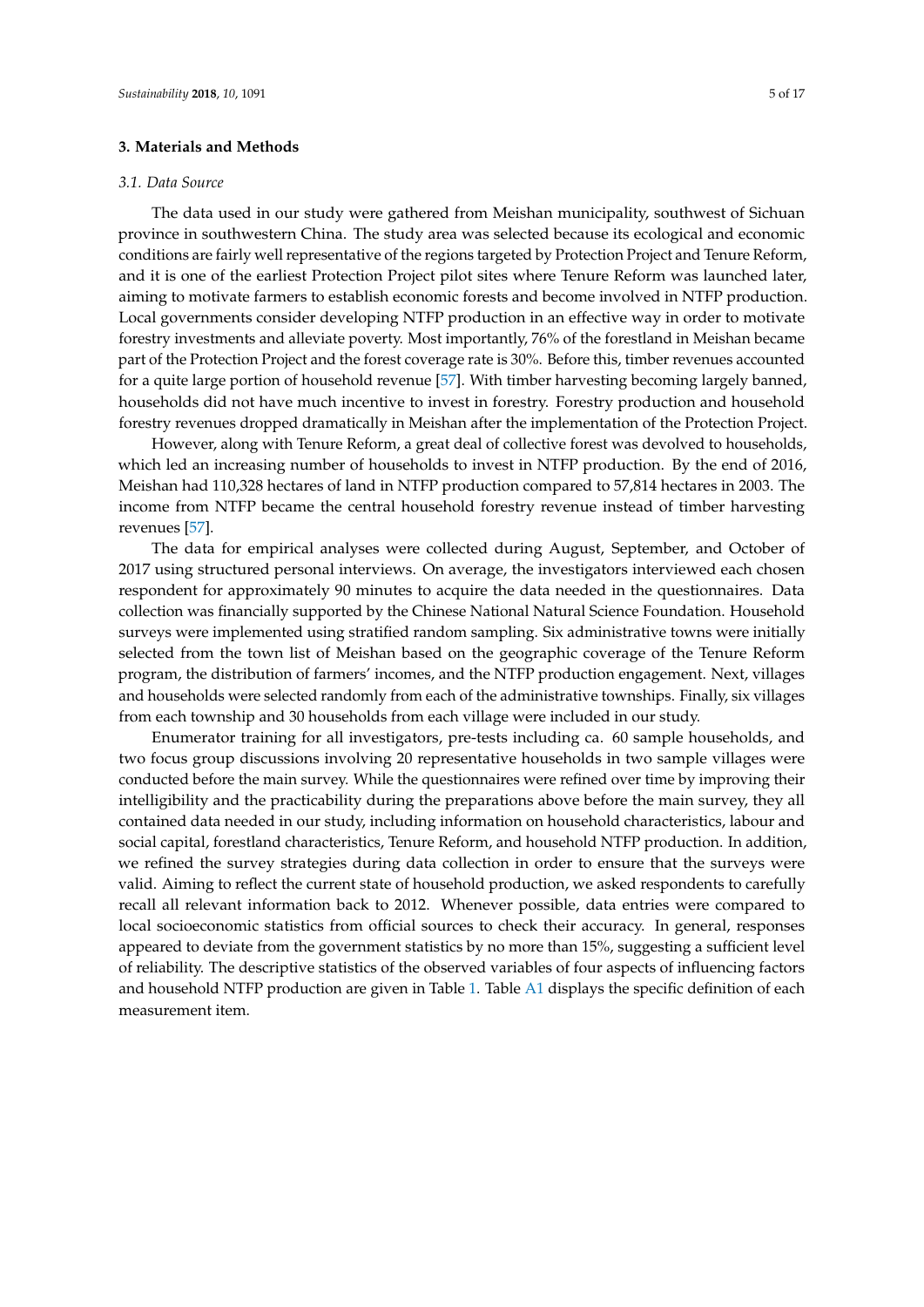## 3. Materials and Methods

### *3.1. Data Source*

The data used in our study were gathered from Meishan municipality, southwest of Sichuan province in southwestern China. The study area was selected because its ecological and economic conditions are fairly well representative of the regions targeted by Protection Project and Tenure Reform, and it is one of the earliest Protection Project pilot sites where Tenure Reform was launched later, aiming to motivate farmers to establish economic forests and become involved in NTFP production. Local governments consider developing NTFP production in an effective way in order to motivate forestry investments and alleviate poverty. Most importantly, 76% of the forestland in Meishan became part of the Protection Project and the forest coverage rate is 30%. Before this, timber revenues accounted for a quite large portion of household revenue [57]. With timber harvesting becoming largely banned, households did not have much incentive to invest in forestry. Forestry production and household forestry revenues dropped dramatically in Meishan after the implementation of the Protection Project.

However, along with Tenure Reform, a great deal of collective forest was devolved to households, which led an increasing number of households to invest in NTFP production. By the end of 2016, Meishan had 110,328 hectares of land in NTFP production compared to 57,814 hectares in 2003. The income from NTFP became the central household forestry revenue instead of timber harvesting revenues [57].

The data for empirical analyses were collected during August, September, and October of 2017 using structured personal interviews. On average, the investigators interviewed each chosen respondent for approximately 90 minutes to acquire the data needed in the questionnaires. Data collection was financially supported by the Chinese National Natural Science Foundation. Household surveys were implemented using stratified random sampling. Six administrative towns were initially selected from the town list of Meishan based on the geographic coverage of the Tenure Reform program, the distribution of farmers' incomes, and the NTFP production engagement. Next, villages and households were selected randomly from each of the administrative townships. Finally, six villages from each township and 30 households from each village were included in our study.

Enumerator training for all investigators, pre-tests including ca. 60 sample households, and two focus group discussions involving 20 representative households in two sample villages were conducted before the main survey. While the questionnaires were refined over time by improving their intelligibility and the practicability during the preparations above before the main survey, they all contained data needed in our study, including information on household characteristics, labour and social capital, forestland characteristics, Tenure Reform, and household NTFP production. In addition, we refined the survey strategies during data collection in order to ensure that the surveys were valid. Aiming to reflect the current state of household production, we asked respondents to carefully recall all relevant information back to 2012. Whenever possible, data entries were compared to local socioeconomic statistics from official sources to check their accuracy. In general, responses appeared to deviate from the government statistics by no more than 15%, suggesting a sufficient level of reliability. The descriptive statistics of the observed variables of four aspects of influencing factors and household NTFP production are given in Table 1. Table A1 displays the specific definition of each measurement item.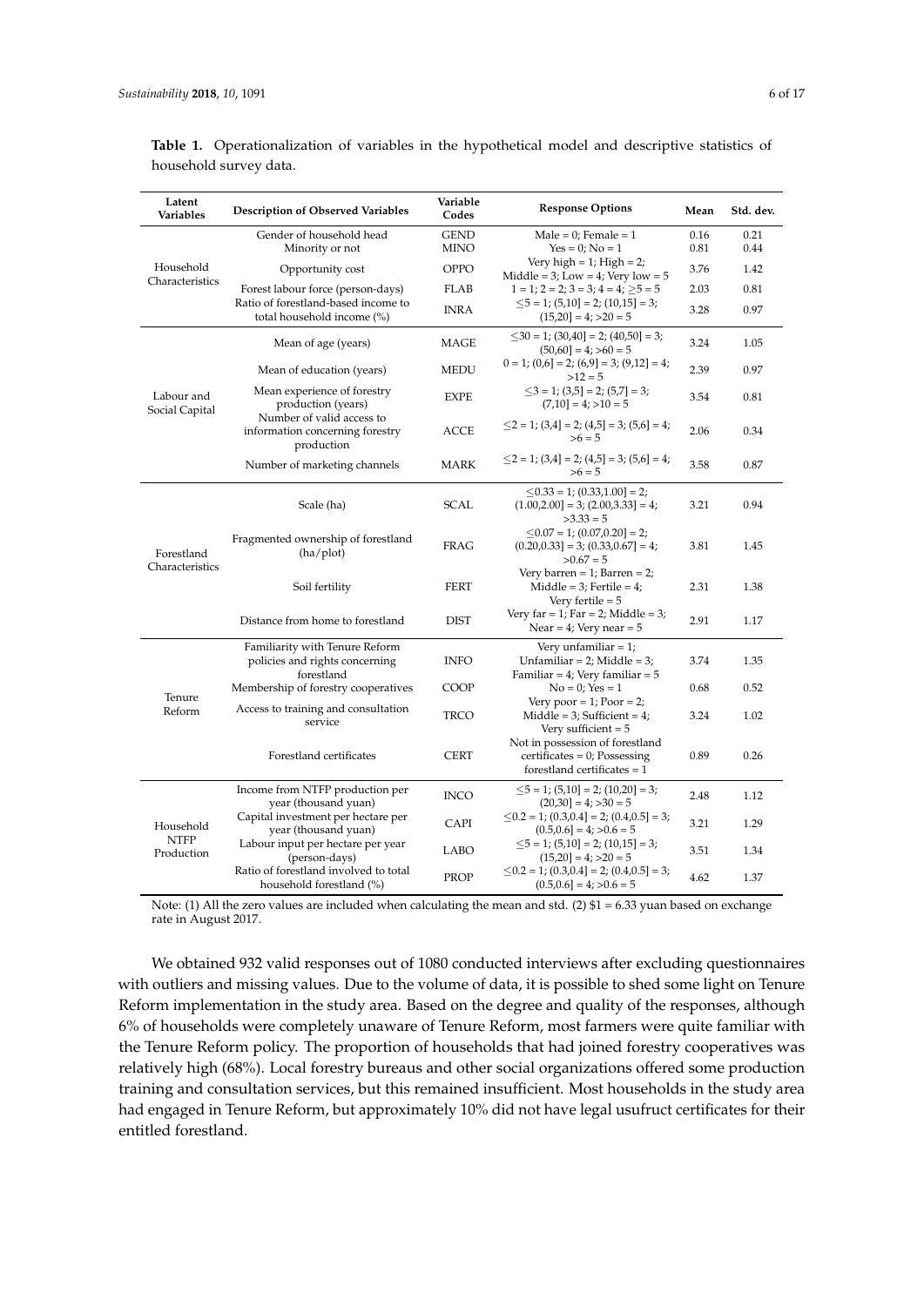**Table 1.** Operationalization of variables in the hypothetical model and descriptive statistics of household survey data.

| Latent Variables | Description of Observed Variables | Variable Codes | Response Options | Mean | Std. dev. |
|---|---|---|---|---|---|
| Household Characteristics | Gender of household head | GEND | Male = 0; Female = 1 | 0.16 | 0.21 |
| | Minority or not | MINO | Yes = 0; No = 1 | 0.81 | 0.44 |
| | Opportunity cost | OPPO | Very high = 1; High = 2; Middle = 3; Low = 4; Very low = 5 | 3.76 | 1.42 |
| | Forest labour force (person-days) | FLAB | 1 = 1; 2 = 2; 3 = 3; 4 = 4; ≥5 = 5 | 2.03 | 0.81 |
| | Ratio of forestland-based income to total household income (%) | INRA | ≤5 = 1; (5,10] = 2; (10,15] = 3; (15,20] = 4; >20 = 5 | 3.28 | 0.97 |
| Labour and Social Capital | Mean of age (years) | MAGE | ≤30 = 1; (30,40] = 2; (40,50] = 3; (50,60] = 4; >60 = 5 | 3.24 | 1.05 |
| | Mean of education (years) | MEDU | 0 = 1; (0,6] = 2; (6,9] = 3; (9,12] = 4; >12 = 5 | 2.39 | 0.97 |
| | Mean experience of forestry production (years) | EXPE | ≤3 = 1; (3,5] = 2; (5,7] = 3; (7,10] = 4; >10 = 5 | 3.54 | 0.81 |
| | Number of valid access to information concerning forestry production | ACCE | ≤2 = 1; (3,4] = 2; (4,5] = 3; (5,6] = 4; >6 = 5 | 2.06 | 0.34 |
| | Number of marketing channels | MARK | ≤2 = 1; (3,4] = 2; (4,5] = 3; (5,6] = 4; >6 = 5 | 3.58 | 0.87 |
| Forestland Characteristics | Scale (ha) | SCAL | ≤0.33 = 1; (0.33,1.00] = 2; (1.00,2.00] = 3; (2.00,3.33] = 4; >3.33 = 5 | 3.21 | 0.94 |
| | Fragmented ownership of forestland (ha/plot) | FRAG | ≤0.07 = 1; (0.07,0.20] = 2; (0.20,0.33] = 3; (0.33,0.67] = 4; >0.67 = 5 | 3.81 | 1.45 |
| | Soil fertility | FERT | Very barren = 1; Barren = 2; Middle = 3; Fertile = 4; Very fertile = 5 | 2.31 | 1.38 |
| | Distance from home to forestland | DIST | Very far = 1; Far = 2; Middle = 3; Near = 4; Very near = 5 | 2.91 | 1.17 |
| Tenure Reform | Familiarity with Tenure Reform policies and rights concerning forestland | INFO | Very unfamiliar = 1; Unfamiliar = 2; Middle = 3; Familiar = 4; Very familiar = 5 | 3.74 | 1.35 |
| | Membership of forestry cooperatives | COOP | No = 0; Yes = 1 | 0.68 | 0.52 |
| | Access to training and consultation service | TRCO | Very poor = 1; Poor = 2; Middle = 3; Sufficient = 4; Very sufficient = 5 | 3.24 | 1.02 |
| | Forestland certificates | CERT | Not in possession of forestland certificates = 0; Possessing forestland certificates = 1 | 0.89 | 0.26 |
| Household NTFP Production | Income from NTFP production per year (thousand yuan) | INCO | ≤5 = 1; (5,10] = 2; (10,20] = 3; (20,30] = 4; >30 = 5 | 2.48 | 1.12 |
| | Capital investment per hectare per year (thousand yuan) | CAPI | ≤0.2 = 1; (0.3,0.4] = 2; (0.4,0.5] = 3; (0.5,0.6] = 4; >0.6 = 5 | 3.21 | 1.29 |
| | Labour input per hectare per year (person-days) | LABO | ≤5 = 1; (5,10] = 2; (10,15] = 3; (15,20] = 4; >20 = 5 | 3.51 | 1.34 |
| | Ratio of forestland involved to total household forestland (%) | PROP | ≤0.2 = 1; (0.3,0.4] = 2; (0.4,0.5] = 3; (0.5,0.6] = 4; >0.6 = 5 | 4.62 | 1.37 |

Note: (1) All the zero values are included when calculating the mean and std. (2) $1 = 6.33 yuan based on exchange rate in August 2017.

We obtained 932 valid responses out of 1080 conducted interviews after excluding questionnaires with outliers and missing values. Due to the volume of data, it is possible to shed some light on Tenure Reform implementation in the study area. Based on the degree and quality of the responses, although 6% of households were completely unaware of Tenure Reform, most farmers were quite familiar with the Tenure Reform policy. The proportion of households that had joined forestry cooperatives was relatively high (68%). Local forestry bureaus and other social organizations offered some production training and consultation services, but this remained insufficient. Most households in the study area had engaged in Tenure Reform, but approximately 10% did not have legal usufruct certificates for their entitled forestland.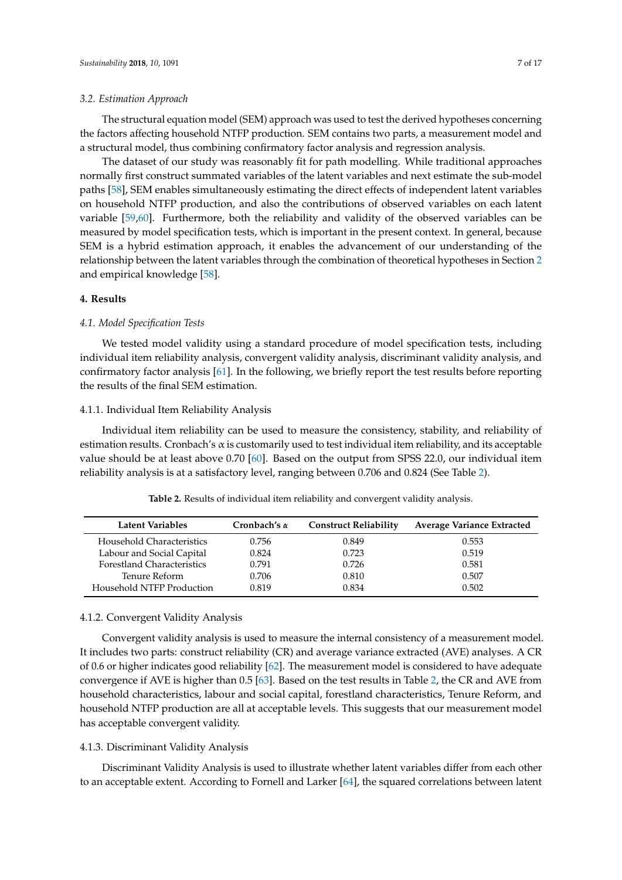### 3.2. Estimation Approach

The structural equation model (SEM) approach was used to test the derived hypotheses concerning the factors affecting household NTFP production. SEM contains two parts, a measurement model and a structural model, thus combining confirmatory factor analysis and regression analysis.

The dataset of our study was reasonably fit for path modelling. While traditional approaches normally first construct summated variables of the latent variables and next estimate the sub-model paths [58], SEM enables simultaneously estimating the direct effects of independent latent variables on household NTFP production, and also the contributions of observed variables on each latent variable [59,60]. Furthermore, both the reliability and validity of the observed variables can be measured by model specification tests, which is important in the present context. In general, because SEM is a hybrid estimation approach, it enables the advancement of our understanding of the relationship between the latent variables through the combination of theoretical hypotheses in Section 2 and empirical knowledge [58].

## 4. Results

### 4.1. Model Specification Tests

We tested model validity using a standard procedure of model specification tests, including individual item reliability analysis, convergent validity analysis, discriminant validity analysis, and confirmatory factor analysis [61]. In the following, we briefly report the test results before reporting the results of the final SEM estimation.

#### 4.1.1. Individual Item Reliability Analysis

Individual item reliability can be used to measure the consistency, stability, and reliability of estimation results. Cronbach's α is customarily used to test individual item reliability, and its acceptable value should be at least above 0.70 [60]. Based on the output from SPSS 22.0, our individual item reliability analysis is at a satisfactory level, ranging between 0.706 and 0.824 (See Table 2).

**Table 2.** Results of individual item reliability and convergent validity analysis.

| Latent Variables | Cronbach's α | Construct Reliability | Average Variance Extracted |
|---|---|---|---|
| Household Characteristics | 0.756 | 0.849 | 0.553 |
| Labour and Social Capital | 0.824 | 0.723 | 0.519 |
| Forestland Characteristics | 0.791 | 0.726 | 0.581 |
| Tenure Reform | 0.706 | 0.810 | 0.507 |
| Household NTFP Production | 0.819 | 0.834 | 0.502 |

#### 4.1.2. Convergent Validity Analysis

Convergent validity analysis is used to measure the internal consistency of a measurement model. It includes two parts: construct reliability (CR) and average variance extracted (AVE) analyses. A CR of 0.6 or higher indicates good reliability [62]. The measurement model is considered to have adequate convergence if AVE is higher than 0.5 [63]. Based on the test results in Table 2, the CR and AVE from household characteristics, labour and social capital, forestland characteristics, Tenure Reform, and household NTFP production are all at acceptable levels. This suggests that our measurement model has acceptable convergent validity.

#### 4.1.3. Discriminant Validity Analysis

Discriminant Validity Analysis is used to illustrate whether latent variables differ from each other to an acceptable extent. According to Fornell and Larker [64], the squared correlations between latent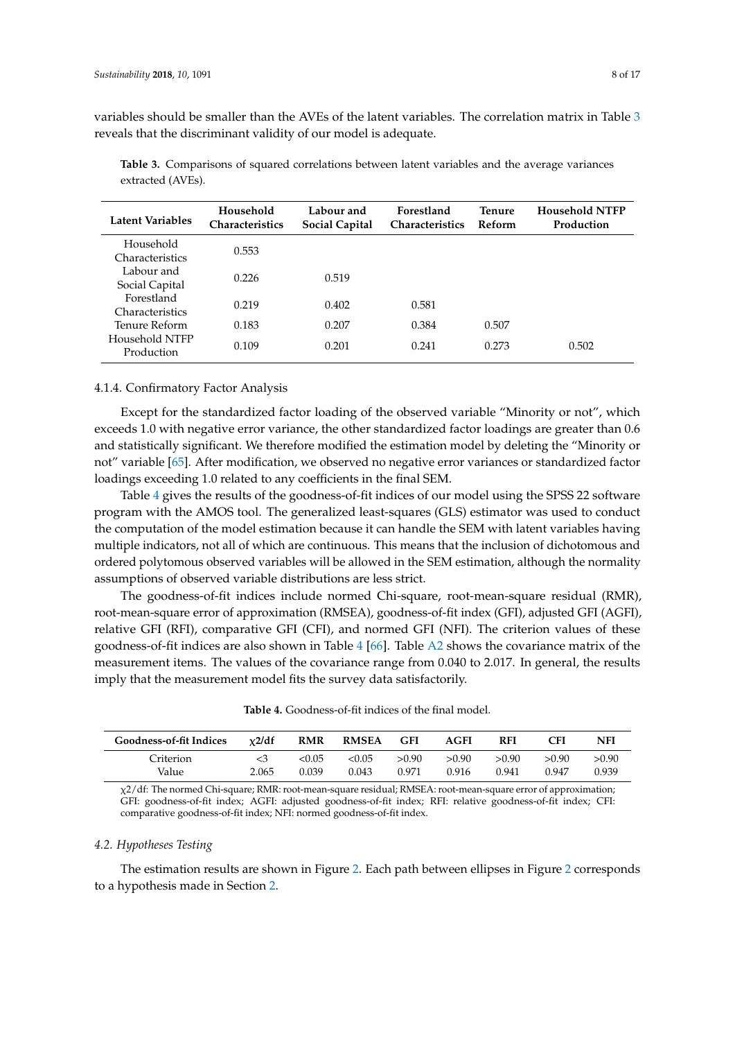variables should be smaller than the AVEs of the latent variables. The correlation matrix in Table 3 reveals that the discriminant validity of our model is adequate.

**Table 3.** Comparisons of squared correlations between latent variables and the average variances extracted (AVEs).

| Latent Variables | Household Characteristics | Labour and Social Capital | Forestland Characteristics | Tenure Reform | Household NTFP Production |
|---|---|---|---|---|---|
| Household Characteristics | 0.553 | | | | |
| Labour and Social Capital | 0.226 | 0.519 | | | |
| Forestland Characteristics | 0.219 | 0.402 | 0.581 | | |
| Tenure Reform | 0.183 | 0.207 | 0.384 | 0.507 | |
| Household NTFP Production | 0.109 | 0.201 | 0.241 | 0.273 | 0.502 |

#### 4.1.4. Confirmatory Factor Analysis

Except for the standardized factor loading of the observed variable "Minority or not", which exceeds 1.0 with negative error variance, the other standardized factor loadings are greater than 0.6 and statistically significant. We therefore modified the estimation model by deleting the "Minority or not" variable [65]. After modification, we observed no negative error variances or standardized factor loadings exceeding 1.0 related to any coefficients in the final SEM.

Table 4 gives the results of the goodness-of-fit indices of our model using the SPSS 22 software program with the AMOS tool. The generalized least-squares (GLS) estimator was used to conduct the computation of the model estimation because it can handle the SEM with latent variables having multiple indicators, not all of which are continuous. This means that the inclusion of dichotomous and ordered polytomous observed variables will be allowed in the SEM estimation, although the normality assumptions of observed variable distributions are less strict.

The goodness-of-fit indices include normed Chi-square, root-mean-square residual (RMR), root-mean-square error of approximation (RMSEA), goodness-of-fit index (GFI), adjusted GFI (AGFI), relative GFI (RFI), comparative GFI (CFI), and normed GFI (NFI). The criterion values of these goodness-of-fit indices are also shown in Table 4 [66]. Table A2 shows the covariance matrix of the measurement items. The values of the covariance range from 0.040 to 2.017. In general, the results imply that the measurement model fits the survey data satisfactorily.

**Table 4.** Goodness-of-fit indices of the final model.

| Goodness-of-fit Indices | $\chi 2/\text{df}$ | RMR | RMSEA | GFI | AGFI | RFI | CFI | NFI |
|---|---|---|---|---|---|---|---|---|
| Criterion | <3 | <0.05 | <0.05 | >0.90 | >0.90 | >0.90 | >0.90 | >0.90 |
| Value | 2.065 | 0.039 | 0.043 | 0.971 | 0.916 | 0.941 | 0.947 | 0.939 |

$\chi 2/\text{df}$: The normed Chi-square; RMR: root-mean-square residual; RMSEA: root-mean-square error of approximation; GFI: goodness-of-fit index; AGFI: adjusted goodness-of-fit index; RFI: relative goodness-of-fit index; CFI: comparative goodness-of-fit index; NFI: normed goodness-of-fit index.

### *4.2. Hypotheses Testing*

The estimation results are shown in Figure 2. Each path between ellipses in Figure 2 corresponds to a hypothesis made in Section 2.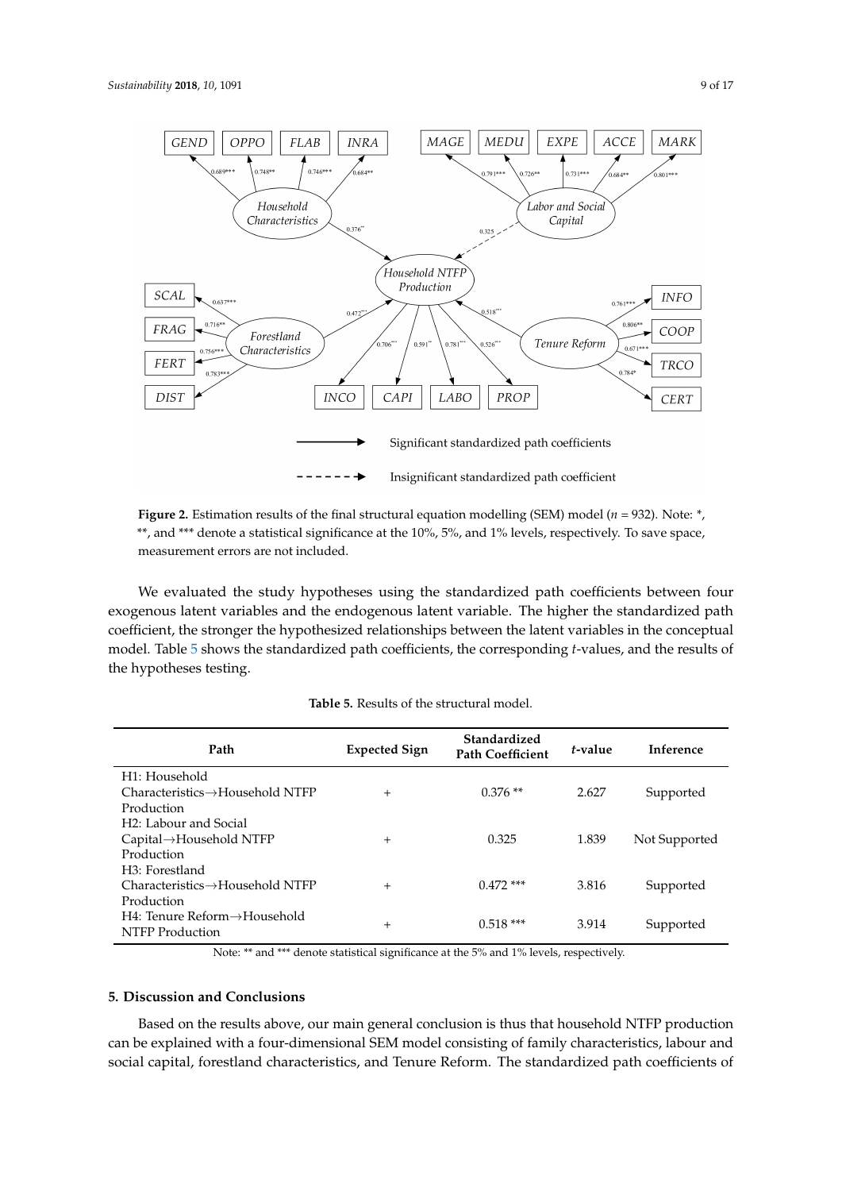**Figure 2.** Estimation results of the final structural equation modelling (SEM) model ($n$ = 932). Note: *, **, and *** denote a statistical significance at the 10%, 5%, and 1% levels, respectively. To save space, measurement errors are not included.

We evaluated the study hypotheses using the standardized path coefficients between four exogenous latent variables and the endogenous latent variable. The higher the standardized path coefficient, the stronger the hypothesized relationships between the latent variables in the conceptual model. Table 5 shows the standardized path coefficients, the corresponding $t$-values, and the results of the hypotheses testing.

**Table 5.** Results of the structural model.

| Path | Expected Sign | Standardized Path Coefficient | $t$-value | Inference |
|---|---|---|---|---|
| H1: Household Characteristics→Household NTFP Production | + | 0.376 ** | 2.627 | Supported |
| H2: Labour and Social Capital→Household NTFP Production | + | 0.325 | 1.839 | Not Supported |
| H3: Forestland Characteristics→Household NTFP Production | + | 0.472 *** | 3.816 | Supported |
| H4: Tenure Reform→Household NTFP Production | + | 0.518 *** | 3.914 | Supported |

Note: ** and *** denote statistical significance at the 5% and 1% levels, respectively.

## 5. Discussion and Conclusions

Based on the results above, our main general conclusion is thus that household NTFP production can be explained with a four-dimensional SEM model consisting of family characteristics, labour and social capital, forestland characteristics, and Tenure Reform. The standardized path coefficients of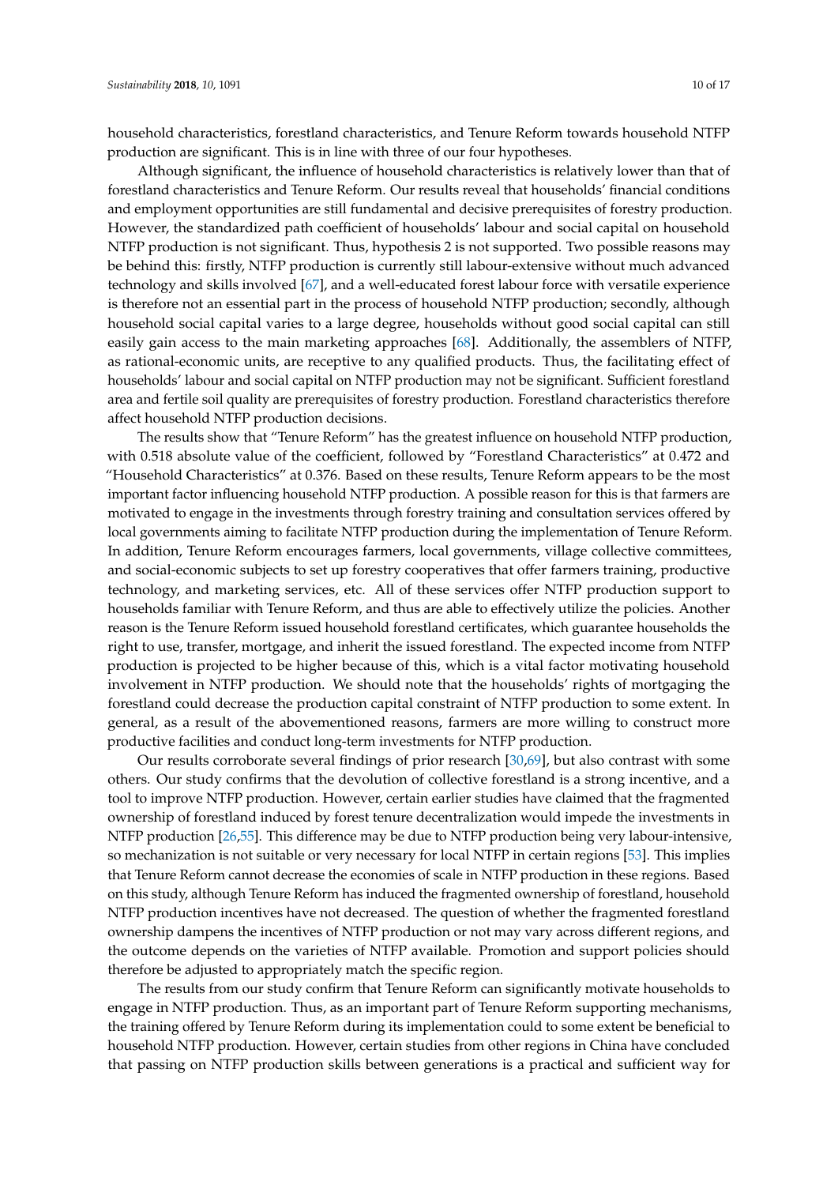household characteristics, forestland characteristics, and Tenure Reform towards household NTFP production are significant. This is in line with three of our four hypotheses.

Although significant, the influence of household characteristics is relatively lower than that of forestland characteristics and Tenure Reform. Our results reveal that households' financial conditions and employment opportunities are still fundamental and decisive prerequisites of forestry production. However, the standardized path coefficient of households' labour and social capital on household NTFP production is not significant. Thus, hypothesis 2 is not supported. Two possible reasons may be behind this: firstly, NTFP production is currently still labour-extensive without much advanced technology and skills involved [67], and a well-educated forest labour force with versatile experience is therefore not an essential part in the process of household NTFP production; secondly, although household social capital varies to a large degree, households without good social capital can still easily gain access to the main marketing approaches [68]. Additionally, the assemblers of NTFP, as rational-economic units, are receptive to any qualified products. Thus, the facilitating effect of households' labour and social capital on NTFP production may not be significant. Sufficient forestland area and fertile soil quality are prerequisites of forestry production. Forestland characteristics therefore affect household NTFP production decisions.

The results show that "Tenure Reform" has the greatest influence on household NTFP production, with 0.518 absolute value of the coefficient, followed by "Forestland Characteristics" at 0.472 and "Household Characteristics" at 0.376. Based on these results, Tenure Reform appears to be the most important factor influencing household NTFP production. A possible reason for this is that farmers are motivated to engage in the investments through forestry training and consultation services offered by local governments aiming to facilitate NTFP production during the implementation of Tenure Reform. In addition, Tenure Reform encourages farmers, local governments, village collective committees, and social-economic subjects to set up forestry cooperatives that offer farmers training, productive technology, and marketing services, etc. All of these services offer NTFP production support to households familiar with Tenure Reform, and thus are able to effectively utilize the policies. Another reason is the Tenure Reform issued household forestland certificates, which guarantee households the right to use, transfer, mortgage, and inherit the issued forestland. The expected income from NTFP production is projected to be higher because of this, which is a vital factor motivating household involvement in NTFP production. We should note that the households' rights of mortgaging the forestland could decrease the production capital constraint of NTFP production to some extent. In general, as a result of the abovementioned reasons, farmers are more willing to construct more productive facilities and conduct long-term investments for NTFP production.

Our results corroborate several findings of prior research [30,69], but also contrast with some others. Our study confirms that the devolution of collective forestland is a strong incentive, and a tool to improve NTFP production. However, certain earlier studies have claimed that the fragmented ownership of forestland induced by forest tenure decentralization would impede the investments in NTFP production [26,55]. This difference may be due to NTFP production being very labour-intensive, so mechanization is not suitable or very necessary for local NTFP in certain regions [53]. This implies that Tenure Reform cannot decrease the economies of scale in NTFP production in these regions. Based on this study, although Tenure Reform has induced the fragmented ownership of forestland, household NTFP production incentives have not decreased. The question of whether the fragmented forestland ownership dampens the incentives of NTFP production or not may vary across different regions, and the outcome depends on the varieties of NTFP available. Promotion and support policies should therefore be adjusted to appropriately match the specific region.

The results from our study confirm that Tenure Reform can significantly motivate households to engage in NTFP production. Thus, as an important part of Tenure Reform supporting mechanisms, the training offered by Tenure Reform during its implementation could to some extent be beneficial to household NTFP production. However, certain studies from other regions in China have concluded that passing on NTFP production skills between generations is a practical and sufficient way for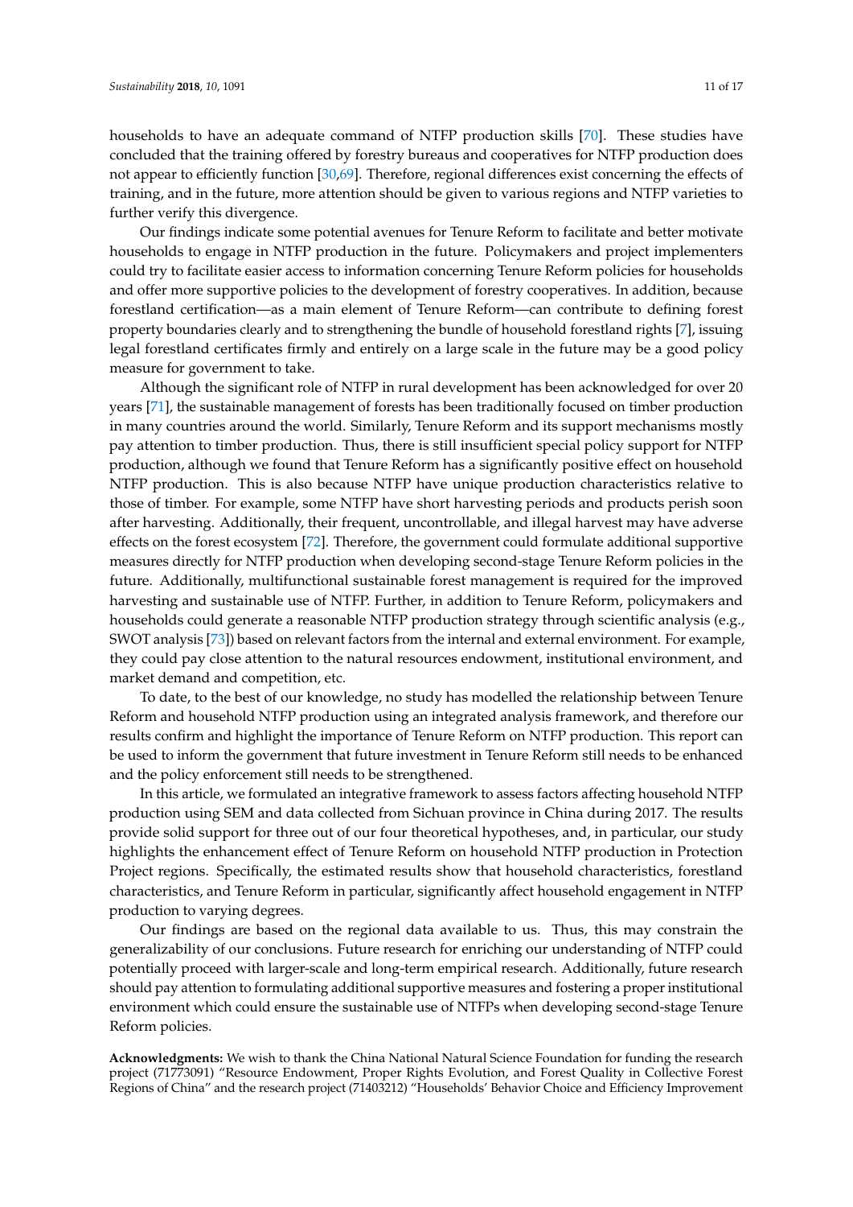households to have an adequate command of NTFP production skills [70]. These studies have concluded that the training offered by forestry bureaus and cooperatives for NTFP production does not appear to efficiently function [30,69]. Therefore, regional differences exist concerning the effects of training, and in the future, more attention should be given to various regions and NTFP varieties to further verify this divergence.

Our findings indicate some potential avenues for Tenure Reform to facilitate and better motivate households to engage in NTFP production in the future. Policymakers and project implementers could try to facilitate easier access to information concerning Tenure Reform policies for households and offer more supportive policies to the development of forestry cooperatives. In addition, because forestland certification—as a main element of Tenure Reform—can contribute to defining forest property boundaries clearly and to strengthening the bundle of household forestland rights [7], issuing legal forestland certificates firmly and entirely on a large scale in the future may be a good policy measure for government to take.

Although the significant role of NTFP in rural development has been acknowledged for over 20 years [71], the sustainable management of forests has been traditionally focused on timber production in many countries around the world. Similarly, Tenure Reform and its support mechanisms mostly pay attention to timber production. Thus, there is still insufficient special policy support for NTFP production, although we found that Tenure Reform has a significantly positive effect on household NTFP production. This is also because NTFP have unique production characteristics relative to those of timber. For example, some NTFP have short harvesting periods and products perish soon after harvesting. Additionally, their frequent, uncontrollable, and illegal harvest may have adverse effects on the forest ecosystem [72]. Therefore, the government could formulate additional supportive measures directly for NTFP production when developing second-stage Tenure Reform policies in the future. Additionally, multifunctional sustainable forest management is required for the improved harvesting and sustainable use of NTFP. Further, in addition to Tenure Reform, policymakers and households could generate a reasonable NTFP production strategy through scientific analysis (e.g., SWOT analysis [73]) based on relevant factors from the internal and external environment. For example, they could pay close attention to the natural resources endowment, institutional environment, and market demand and competition, etc.

To date, to the best of our knowledge, no study has modelled the relationship between Tenure Reform and household NTFP production using an integrated analysis framework, and therefore our results confirm and highlight the importance of Tenure Reform on NTFP production. This report can be used to inform the government that future investment in Tenure Reform still needs to be enhanced and the policy enforcement still needs to be strengthened.

In this article, we formulated an integrative framework to assess factors affecting household NTFP production using SEM and data collected from Sichuan province in China during 2017. The results provide solid support for three out of our four theoretical hypotheses, and, in particular, our study highlights the enhancement effect of Tenure Reform on household NTFP production in Protection Project regions. Specifically, the estimated results show that household characteristics, forestland characteristics, and Tenure Reform in particular, significantly affect household engagement in NTFP production to varying degrees.

Our findings are based on the regional data available to us. Thus, this may constrain the generalizability of our conclusions. Future research for enriching our understanding of NTFP could potentially proceed with larger-scale and long-term empirical research. Additionally, future research should pay attention to formulating additional supportive measures and fostering a proper institutional environment which could ensure the sustainable use of NTFPs when developing second-stage Tenure Reform policies.

**Acknowledgments:** We wish to thank the China National Natural Science Foundation for funding the research project (71773091) "Resource Endowment, Proper Rights Evolution, and Forest Quality in Collective Forest Regions of China" and the research project (71403212) "Households' Behavior Choice and Efficiency Improvement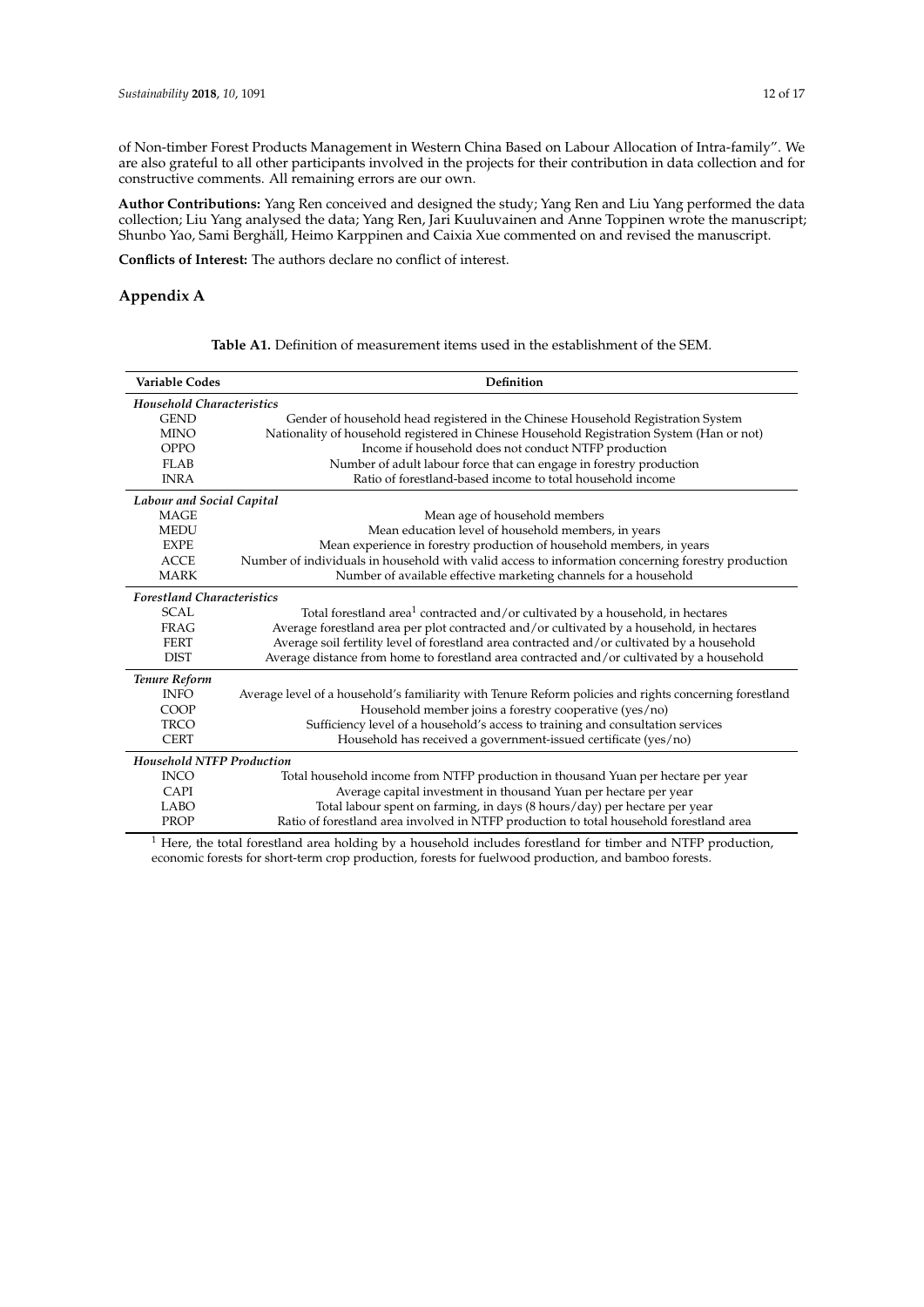of Non-timber Forest Products Management in Western China Based on Labour Allocation of Intra-family". We are also grateful to all other participants involved in the projects for their contribution in data collection and for constructive comments. All remaining errors are our own.

**Author Contributions:** Yang Ren conceived and designed the study; Yang Ren and Liu Yang performed the data collection; Liu Yang analysed the data; Yang Ren, Jari Kuuluvainen and Anne Toppinen wrote the manuscript; Shunbo Yao, Sami Berghäll, Heimo Karppinen and Caixia Xue commented on and revised the manuscript.

**Conflicts of Interest:** The authors declare no conflict of interest.

## Appendix A

**Table A1.** Definition of measurement items used in the establishment of the SEM.

| Variable Codes | Definition |
|---|---|
| ***Household Characteristics*** | |
| GEND | Gender of household head registered in the Chinese Household Registration System |
| MINO | Nationality of household registered in Chinese Household Registration System (Han or not) |
| OPPO | Income if household does not conduct NTFP production |
| FLAB | Number of adult labour force that can engage in forestry production |
| INRA | Ratio of forestland-based income to total household income |
| ***Labour and Social Capital*** | |
| MAGE | Mean age of household members |
| MEDU | Mean education level of household members, in years |
| EXPE | Mean experience in forestry production of household members, in years |
| ACCE | Number of individuals in household with valid access to information concerning forestry production |
| MARK | Number of available effective marketing channels for a household |
| ***Forestland Characteristics*** | |
| SCAL | Total forestland area[1] contracted and/or cultivated by a household, in hectares |
| FRAG | Average forestland area per plot contracted and/or cultivated by a household, in hectares |
| FERT | Average soil fertility level of forestland area contracted and/or cultivated by a household |
| DIST | Average distance from home to forestland area contracted and/or cultivated by a household |
| ***Tenure Reform*** | |
| INFO | Average level of a household's familiarity with Tenure Reform policies and rights concerning forestland |
| COOP | Household member joins a forestry cooperative (yes/no) |
| TRCO | Sufficiency level of a household's access to training and consultation services |
| CERT | Household has received a government-issued certificate (yes/no) |
| ***Household NTFP Production*** | |
| INCO | Total household income from NTFP production in thousand Yuan per hectare per year |
| CAPI | Average capital investment in thousand Yuan per hectare per year |
| LABO | Total labour spent on farming, in days (8 hours/day) per hectare per year |
| PROP | Ratio of forestland area involved in NTFP production to total household forestland area |

[1] Here, the total forestland area holding by a household includes forestland for timber and NTFP production, economic forests for short-term crop production, forests for fuelwood production, and bamboo forests.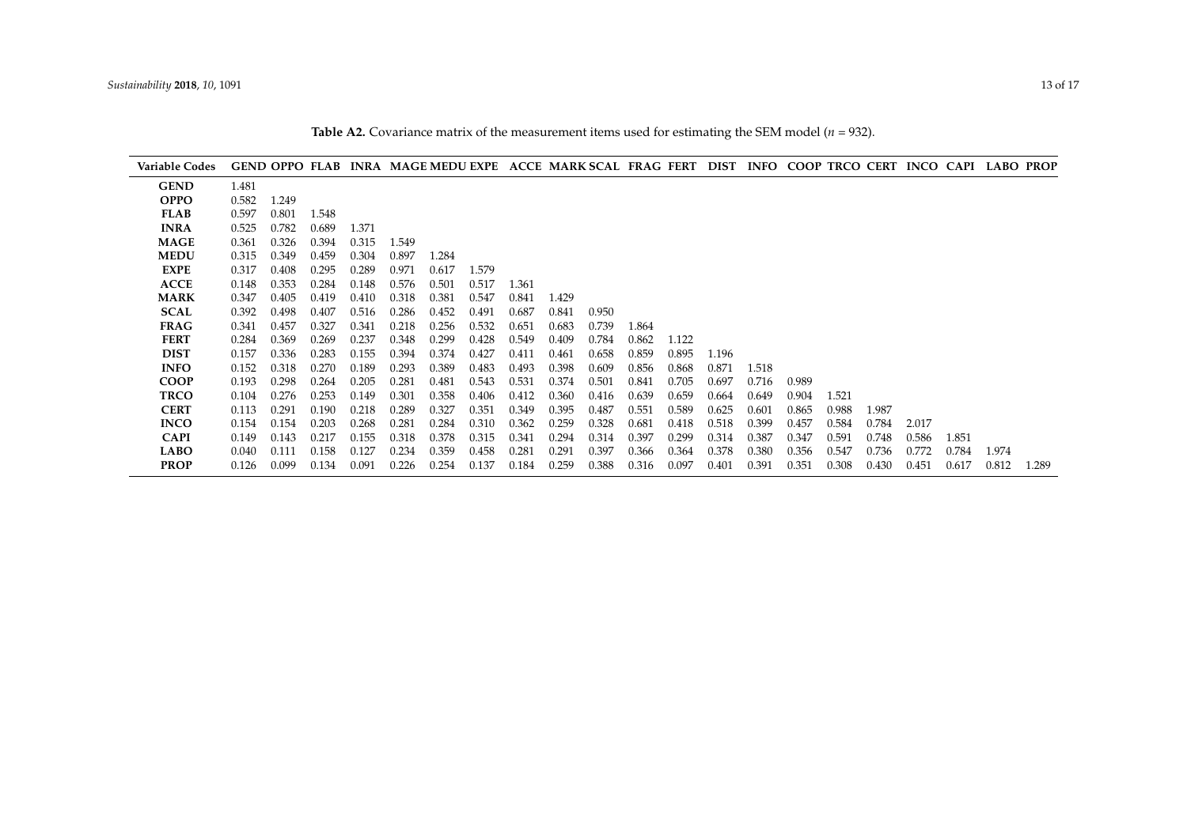**Table A2.** Covariance matrix of the measurement items used for estimating the SEM model ($n$ = 932).

| Variable Codes | GEND | OPPO | FLAB | INRA | MAGE | MEDU | EXPE | ACCE | MARK | SCAL | FRAG | FERT | DIST | INFO | COOP | TRCO | CERT | INCO | CAPI | LABO | PROP |
|---|---|---|---|---|---|---|---|---|---|---|---|---|---|---|---|---|---|---|---|---|---|
| **GEND** | 1.481 | | | | | | | | | | | | | | | | | | | | |
| **OPPO** | 0.582 | 1.249 | | | | | | | | | | | | | | | | | | | |
| **FLAB** | 0.597 | 0.801 | 1.548 | | | | | | | | | | | | | | | | | | |
| **INRA** | 0.525 | 0.782 | 0.689 | 1.371 | | | | | | | | | | | | | | | | | |
| **MAGE** | 0.361 | 0.326 | 0.394 | 0.315 | 1.549 | | | | | | | | | | | | | | | | |
| **MEDU** | 0.315 | 0.349 | 0.459 | 0.304 | 0.897 | 1.284 | | | | | | | | | | | | | | | |
| **EXPE** | 0.317 | 0.408 | 0.295 | 0.289 | 0.971 | 0.617 | 1.579 | | | | | | | | | | | | | | |
| **ACCE** | 0.148 | 0.353 | 0.284 | 0.148 | 0.576 | 0.501 | 0.517 | 1.361 | | | | | | | | | | | | | |
| **MARK** | 0.347 | 0.405 | 0.419 | 0.410 | 0.318 | 0.381 | 0.547 | 0.841 | 1.429 | | | | | | | | | | | | |
| **SCAL** | 0.392 | 0.498 | 0.407 | 0.516 | 0.286 | 0.452 | 0.491 | 0.687 | 0.841 | 0.950 | | | | | | | | | | | |
| **FRAG** | 0.341 | 0.457 | 0.327 | 0.341 | 0.218 | 0.256 | 0.532 | 0.651 | 0.683 | 0.739 | 1.864 | | | | | | | | | | |
| **FERT** | 0.284 | 0.369 | 0.269 | 0.237 | 0.348 | 0.299 | 0.428 | 0.549 | 0.409 | 0.784 | 0.862 | 1.122 | | | | | | | | | |
| **DIST** | 0.157 | 0.336 | 0.283 | 0.155 | 0.394 | 0.374 | 0.427 | 0.411 | 0.461 | 0.658 | 0.859 | 0.895 | 1.196 | | | | | | | | |
| **INFO** | 0.152 | 0.318 | 0.270 | 0.189 | 0.293 | 0.389 | 0.483 | 0.493 | 0.398 | 0.609 | 0.856 | 0.868 | 0.871 | 1.518 | | | | | | | |
| **COOP** | 0.193 | 0.298 | 0.264 | 0.205 | 0.281 | 0.481 | 0.543 | 0.531 | 0.374 | 0.501 | 0.841 | 0.705 | 0.697 | 0.716 | 0.989 | | | | | | |
| **TRCO** | 0.104 | 0.276 | 0.253 | 0.149 | 0.301 | 0.358 | 0.406 | 0.412 | 0.360 | 0.416 | 0.639 | 0.659 | 0.664 | 0.649 | 0.904 | 1.521 | | | | | |
| **CERT** | 0.113 | 0.291 | 0.190 | 0.218 | 0.289 | 0.327 | 0.351 | 0.349 | 0.395 | 0.487 | 0.551 | 0.589 | 0.625 | 0.601 | 0.865 | 0.988 | 1.987 | | | | |
| **INCO** | 0.154 | 0.154 | 0.203 | 0.268 | 0.281 | 0.284 | 0.310 | 0.362 | 0.259 | 0.328 | 0.681 | 0.418 | 0.518 | 0.399 | 0.457 | 0.584 | 0.784 | 2.017 | | | |
| **CAPI** | 0.149 | 0.143 | 0.217 | 0.155 | 0.318 | 0.378 | 0.315 | 0.341 | 0.294 | 0.314 | 0.397 | 0.299 | 0.314 | 0.387 | 0.347 | 0.591 | 0.748 | 0.586 | 1.851 | | |
| **LABO** | 0.040 | 0.111 | 0.158 | 0.127 | 0.234 | 0.359 | 0.458 | 0.281 | 0.291 | 0.397 | 0.366 | 0.364 | 0.378 | 0.380 | 0.356 | 0.547 | 0.736 | 0.772 | 0.784 | 1.974 | |
| **PROP** | 0.126 | 0.099 | 0.134 | 0.091 | 0.226 | 0.254 | 0.137 | 0.184 | 0.259 | 0.388 | 0.316 | 0.097 | 0.401 | 0.391 | 0.351 | 0.308 | 0.430 | 0.451 | 0.617 | 0.812 | 1.289 |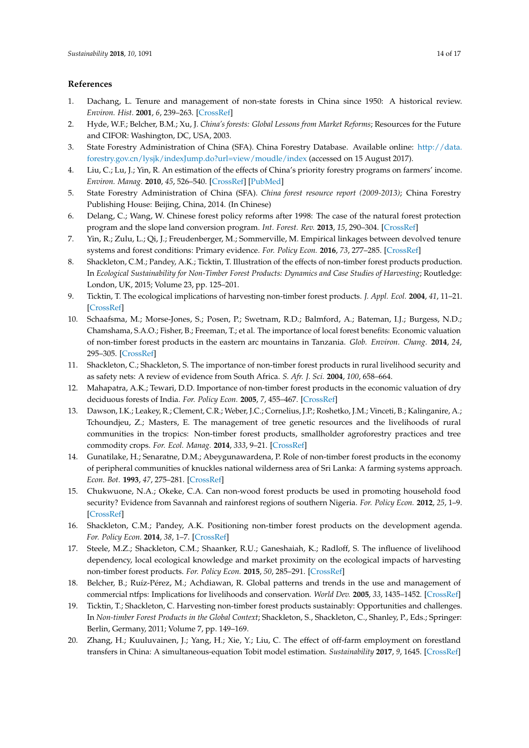## References

1. Dachang, L. Tenure and management of non-state forests in China since 1950: A historical review. *Environ. Hist.* **2001**, *6*, 239–263. [CrossRef]
2. Hyde, W.F.; Belcher, B.M.; Xu, J. *China's forests: Global Lessons from Market Reforms*; Resources for the Future and CIFOR: Washington, DC, USA, 2003.
3. State Forestry Administration of China (SFA). China Forestry Database. Available online: http://data.forestry.gov.cn/lysjk/indexJump.do?url=view/moudle/index (accessed on 15 August 2017).
4. Liu, C.; Lu, J.; Yin, R. An estimation of the effects of China's priority forestry programs on farmers' income. *Environ. Manag.* **2010**, *45*, 526–540. [CrossRef] [PubMed]
5. State Forestry Administration of China (SFA). *China forest resource report (2009-2013)*; China Forestry Publishing House: Beijing, China, 2014. (In Chinese)
6. Delang, C.; Wang, W. Chinese forest policy reforms after 1998: The case of the natural forest protection program and the slope land conversion program. *Int. Forest. Rev.* **2013**, *15*, 290–304. [CrossRef]
7. Yin, R.; Zulu, L.; Qi, J.; Freudenberger, M.; Sommerville, M. Empirical linkages between devolved tenure systems and forest conditions: Primary evidence. *For. Policy Econ.* **2016**, *73*, 277–285. [CrossRef]
8. Shackleton, C.M.; Pandey, A.K.; Ticktin, T. Illustration of the effects of non-timber forest products production. In *Ecological Sustainability for Non-Timber Forest Products: Dynamics and Case Studies of Harvesting*; Routledge: London, UK, 2015; Volume 23, pp. 125–201.
9. Ticktin, T. The ecological implications of harvesting non-timber forest products. *J. Appl. Ecol.* **2004**, *41*, 11–21. [CrossRef]
10. Schaafsma, M.; Morse-Jones, S.; Posen, P.; Swetnam, R.D.; Balmford, A.; Bateman, I.J.; Burgess, N.D.; Chamshama, S.A.O.; Fisher, B.; Freeman, T.; et al. The importance of local forest benefits: Economic valuation of non-timber forest products in the eastern arc mountains in Tanzania. *Glob. Environ. Chang.* **2014**, *24*, 295–305. [CrossRef]
11. Shackleton, C.; Shackleton, S. The importance of non-timber forest products in rural livelihood security and as safety nets: A review of evidence from South Africa. *S. Afr. J. Sci.* **2004**, *100*, 658–664.
12. Mahapatra, A.K.; Tewari, D.D. Importance of non-timber forest products in the economic valuation of dry deciduous forests of India. *For. Policy Econ.* **2005**, *7*, 455–467. [CrossRef]
13. Dawson, I.K.; Leakey, R.; Clement, C.R.; Weber, J.C.; Cornelius, J.P.; Roshetko, J.M.; Vinceti, B.; Kalinganire, A.; Tchoundjeu, Z.; Masters, E. The management of tree genetic resources and the livelihoods of rural communities in the tropics: Non-timber forest products, smallholder agroforestry practices and tree commodity crops. *For. Ecol. Manag.* **2014**, *333*, 9–21. [CrossRef]
14. Gunatilake, H.; Senaratne, D.M.; Abeygunawardena, P. Role of non-timber forest products in the economy of peripheral communities of knuckles national wilderness area of Sri Lanka: A farming systems approach. *Econ. Bot.* **1993**, *47*, 275–281. [CrossRef]
15. Chukwuone, N.A.; Okeke, C.A. Can non-wood forest products be used in promoting household food security? Evidence from Savannah and rainforest regions of southern Nigeria. *For. Policy Econ.* **2012**, *25*, 1–9. [CrossRef]
16. Shackleton, C.M.; Pandey, A.K. Positioning non-timber forest products on the development agenda. *For. Policy Econ.* **2014**, *38*, 1–7. [CrossRef]
17. Steele, M.Z.; Shackleton, C.M.; Shaanker, R.U.; Ganeshaiah, K.; Radloff, S. The influence of livelihood dependency, local ecological knowledge and market proximity on the ecological impacts of harvesting non-timber forest products. *For. Policy Econ.* **2015**, *50*, 285–291. [CrossRef]
18. Belcher, B.; Ruíz-Pérez, M.; Achdiawan, R. Global patterns and trends in the use and management of commercial ntfps: Implications for livelihoods and conservation. *World Dev.* **2005**, *33*, 1435–1452. [CrossRef]
19. Ticktin, T.; Shackleton, C. Harvesting non-timber forest products sustainably: Opportunities and challenges. In *Non-timber Forest Products in the Global Context*; Shackleton, S., Shackleton, C., Shanley, P., Eds.; Springer: Berlin, Germany, 2011; Volume 7, pp. 149–169.
20. Zhang, H.; Kuuluvainen, J.; Yang, H.; Xie, Y.; Liu, C. The effect of off-farm employment on forestland transfers in China: A simultaneous-equation Tobit model estimation. *Sustainability* **2017**, *9*, 1645. [CrossRef]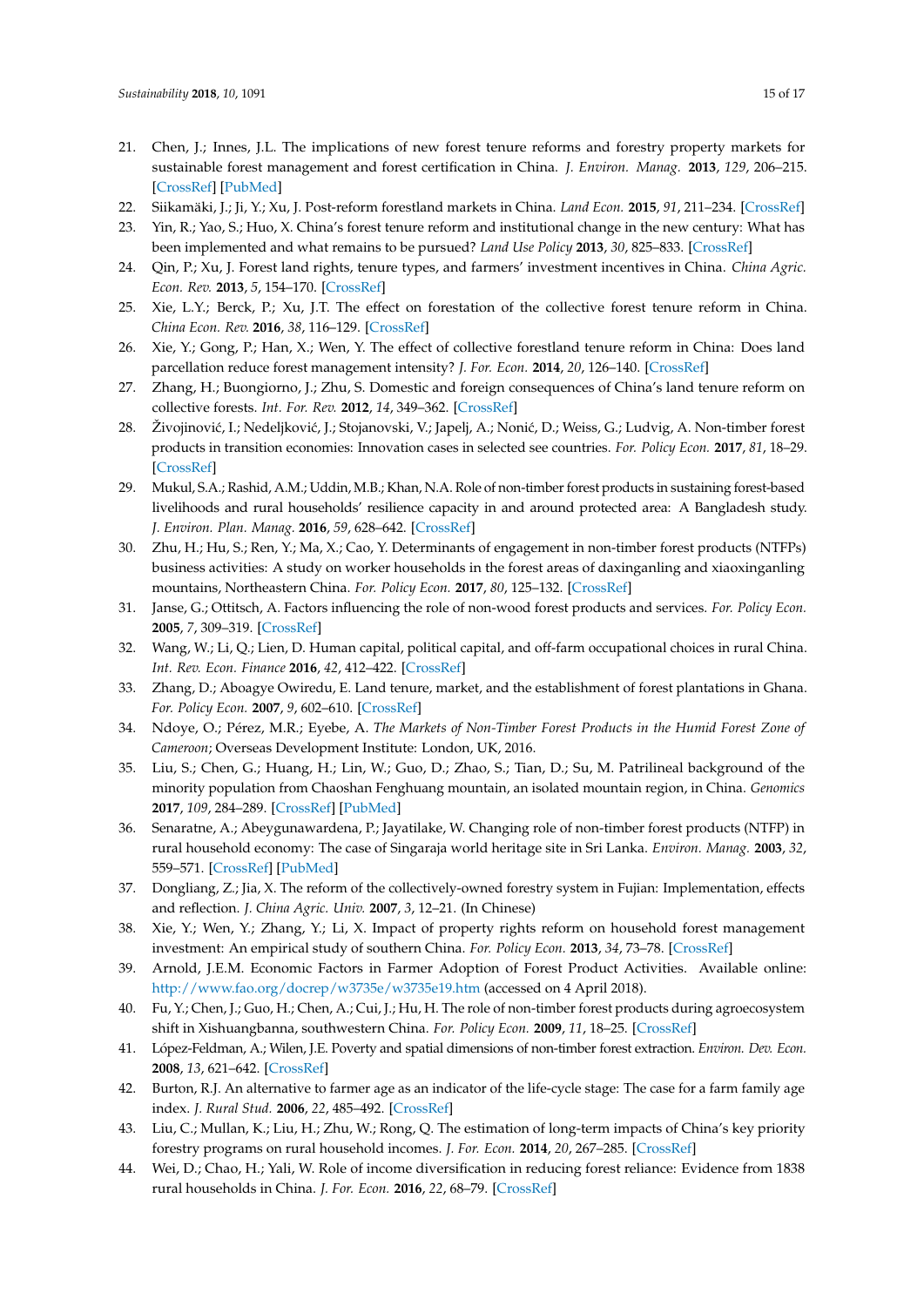21. Chen, J.; Innes, J.L. The implications of new forest tenure reforms and forestry property markets for sustainable forest management and forest certification in China. *J. Environ. Manag.* **2013**, *129*, 206–215. [CrossRef] [PubMed]
22. Siikamäki, J.; Ji, Y.; Xu, J. Post-reform forestland markets in China. *Land Econ.* **2015**, *91*, 211–234. [CrossRef]
23. Yin, R.; Yao, S.; Huo, X. China's forest tenure reform and institutional change in the new century: What has been implemented and what remains to be pursued? *Land Use Policy* **2013**, *30*, 825–833. [CrossRef]
24. Qin, P.; Xu, J. Forest land rights, tenure types, and farmers' investment incentives in China. *China Agric. Econ. Rev.* **2013**, *5*, 154–170. [CrossRef]
25. Xie, L.Y.; Berck, P.; Xu, J.T. The effect on forestation of the collective forest tenure reform in China. *China Econ. Rev.* **2016**, *38*, 116–129. [CrossRef]
26. Xie, Y.; Gong, P.; Han, X.; Wen, Y. The effect of collective forestland tenure reform in China: Does land parcellation reduce forest management intensity? *J. For. Econ.* **2014**, *20*, 126–140. [CrossRef]
27. Zhang, H.; Buongiorno, J.; Zhu, S. Domestic and foreign consequences of China's land tenure reform on collective forests. *Int. For. Rev.* **2012**, *14*, 349–362. [CrossRef]
28. Živojinović, I.; Nedeljković, J.; Stojanovski, V.; Japelj, A.; Nonić, D.; Weiss, G.; Ludvig, A. Non-timber forest products in transition economies: Innovation cases in selected see countries. *For. Policy Econ.* **2017**, *81*, 18–29. [CrossRef]
29. Mukul, S.A.; Rashid, A.M.; Uddin, M.B.; Khan, N.A. Role of non-timber forest products in sustaining forest-based livelihoods and rural households' resilience capacity in and around protected area: A Bangladesh study. *J. Environ. Plan. Manag.* **2016**, *59*, 628–642. [CrossRef]
30. Zhu, H.; Hu, S.; Ren, Y.; Ma, X.; Cao, Y. Determinants of engagement in non-timber forest products (NTFPs) business activities: A study on worker households in the forest areas of daxinganling and xiaoxinganling mountains, Northeastern China. *For. Policy Econ.* **2017**, *80*, 125–132. [CrossRef]
31. Janse, G.; Ottitsch, A. Factors influencing the role of non-wood forest products and services. *For. Policy Econ.* **2005**, *7*, 309–319. [CrossRef]
32. Wang, W.; Li, Q.; Lien, D. Human capital, political capital, and off-farm occupational choices in rural China. *Int. Rev. Econ. Finance* **2016**, *42*, 412–422. [CrossRef]
33. Zhang, D.; Aboagye Owiredu, E. Land tenure, market, and the establishment of forest plantations in Ghana. *For. Policy Econ.* **2007**, *9*, 602–610. [CrossRef]
34. Ndoye, O.; Pérez, M.R.; Eyebe, A. *The Markets of Non-Timber Forest Products in the Humid Forest Zone of Cameroon*; Overseas Development Institute: London, UK, 2016.
35. Liu, S.; Chen, G.; Huang, H.; Lin, W.; Guo, D.; Zhao, S.; Tian, D.; Su, M. Patrilineal background of the minority population from Chaoshan Fenghuang mountain, an isolated mountain region, in China. *Genomics* **2017**, *109*, 284–289. [CrossRef] [PubMed]
36. Senaratne, A.; Abeygunawardena, P.; Jayatilake, W. Changing role of non-timber forest products (NTFP) in rural household economy: The case of Singaraja world heritage site in Sri Lanka. *Environ. Manag.* **2003**, *32*, 559–571. [CrossRef] [PubMed]
37. Dongliang, Z.; Jia, X. The reform of the collectively-owned forestry system in Fujian: Implementation, effects and reflection. *J. China Agric. Univ.* **2007**, *3*, 12–21. (In Chinese)
38. Xie, Y.; Wen, Y.; Zhang, Y.; Li, X. Impact of property rights reform on household forest management investment: An empirical study of southern China. *For. Policy Econ.* **2013**, *34*, 73–78. [CrossRef]
39. Arnold, J.E.M. Economic Factors in Farmer Adoption of Forest Product Activities. Available online: http://www.fao.org/docrep/w3735e/w3735e19.htm (accessed on 4 April 2018).
40. Fu, Y.; Chen, J.; Guo, H.; Chen, A.; Cui, J.; Hu, H. The role of non-timber forest products during agroecosystem shift in Xishuangbanna, southwestern China. *For. Policy Econ.* **2009**, *11*, 18–25. [CrossRef]
41. López-Feldman, A.; Wilen, J.E. Poverty and spatial dimensions of non-timber forest extraction. *Environ. Dev. Econ.* **2008**, *13*, 621–642. [CrossRef]
42. Burton, R.J. An alternative to farmer age as an indicator of the life-cycle stage: The case for a farm family age index. *J. Rural Stud.* **2006**, *22*, 485–492. [CrossRef]
43. Liu, C.; Mullan, K.; Liu, H.; Zhu, W.; Rong, Q. The estimation of long-term impacts of China's key priority forestry programs on rural household incomes. *J. For. Econ.* **2014**, *20*, 267–285. [CrossRef]
44. Wei, D.; Chao, H.; Yali, W. Role of income diversification in reducing forest reliance: Evidence from 1838 rural households in China. *J. For. Econ.* **2016**, *22*, 68–79. [CrossRef]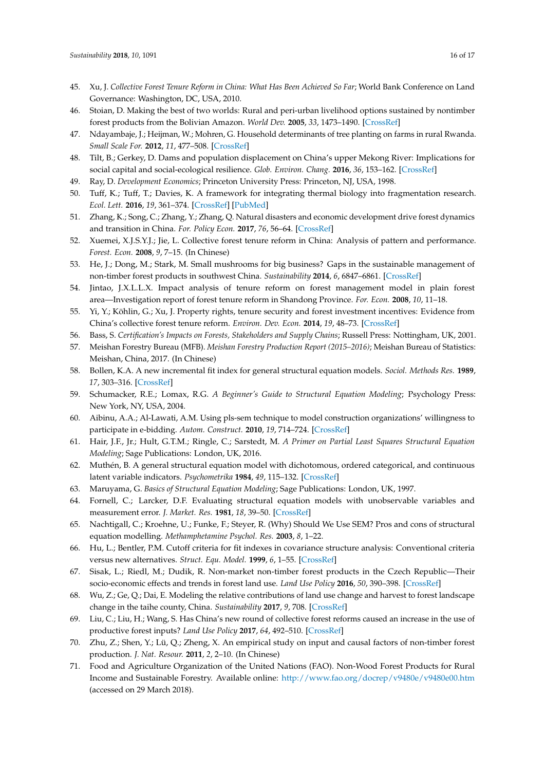45. Xu, J. *Collective Forest Tenure Reform in China: What Has Been Achieved So Far*; World Bank Conference on Land Governance: Washington, DC, USA, 2010.
46. Stoian, D. Making the best of two worlds: Rural and peri-urban livelihood options sustained by nontimber forest products from the Bolivian Amazon. *World Dev.* **2005**, *33*, 1473–1490. [CrossRef]
47. Ndayambaje, J.; Heijman, W.; Mohren, G. Household determinants of tree planting on farms in rural Rwanda. *Small Scale For.* **2012**, *11*, 477–508. [CrossRef]
48. Tilt, B.; Gerkey, D. Dams and population displacement on China's upper Mekong River: Implications for social capital and social-ecological resilience. *Glob. Environ. Chang.* **2016**, *36*, 153–162. [CrossRef]
49. Ray, D. *Development Economics*; Princeton University Press: Princeton, NJ, USA, 1998.
50. Tuff, K.; Tuff, T.; Davies, K. A framework for integrating thermal biology into fragmentation research. *Ecol. Lett.* **2016**, *19*, 361–374. [CrossRef] [PubMed]
51. Zhang, K.; Song, C.; Zhang, Y.; Zhang, Q. Natural disasters and economic development drive forest dynamics and transition in China. *For. Policy Econ.* **2017**, *76*, 56–64. [CrossRef]
52. Xuemei, X.J.S.Y.J.; Jie, L. Collective forest tenure reform in China: Analysis of pattern and performance. *Forest. Econ.* **2008**, *9*, 7–15. (In Chinese)
53. He, J.; Dong, M.; Stark, M. Small mushrooms for big business? Gaps in the sustainable management of non-timber forest products in southwest China. *Sustainability* **2014**, *6*, 6847–6861. [CrossRef]
54. Jintao, J.X.L.L.X. Impact analysis of tenure reform on forest management model in plain forest area—Investigation report of forest tenure reform in Shandong Province. *For. Econ.* **2008**, *10*, 11–18.
55. Yi, Y.; Köhlin, G.; Xu, J. Property rights, tenure security and forest investment incentives: Evidence from China's collective forest tenure reform. *Environ. Dev. Econ.* **2014**, *19*, 48–73. [CrossRef]
56. Bass, S. *Certification's Impacts on Forests, Stakeholders and Supply Chains*; Russell Press: Nottingham, UK, 2001.
57. Meishan Forestry Bureau (MFB). *Meishan Forestry Production Report (2015–2016)*; Meishan Bureau of Statistics: Meishan, China, 2017. (In Chinese)
58. Bollen, K.A. A new incremental fit index for general structural equation models. *Sociol. Methods Res.* **1989**, *17*, 303–316. [CrossRef]
59. Schumacker, R.E.; Lomax, R.G. *A Beginner's Guide to Structural Equation Modeling*; Psychology Press: New York, NY, USA, 2004.
60. Aibinu, A.A.; Al-Lawati, A.M. Using pls-sem technique to model construction organizations' willingness to participate in e-bidding. *Autom. Construct.* **2010**, *19*, 714–724. [CrossRef]
61. Hair, J.F., Jr.; Hult, G.T.M.; Ringle, C.; Sarstedt, M. *A Primer on Partial Least Squares Structural Equation Modeling*; Sage Publications: London, UK, 2016.
62. Muthén, B. A general structural equation model with dichotomous, ordered categorical, and continuous latent variable indicators. *Psychometrika* **1984**, *49*, 115–132. [CrossRef]
63. Maruyama, G. *Basics of Structural Equation Modeling*; Sage Publications: London, UK, 1997.
64. Fornell, C.; Larcker, D.F. Evaluating structural equation models with unobservable variables and measurement error. *J. Market. Res.* **1981**, *18*, 39–50. [CrossRef]
65. Nachtigall, C.; Kroehne, U.; Funke, F.; Steyer, R. (Why) Should We Use SEM? Pros and cons of structural equation modelling. *Methamphetamine Psychol. Res.* **2003**, *8*, 1–22.
66. Hu, L.; Bentler, P.M. Cutoff criteria for fit indexes in covariance structure analysis: Conventional criteria versus new alternatives. *Struct. Equ. Model.* **1999**, *6*, 1–55. [CrossRef]
67. Sisak, L.; Riedl, M.; Dudik, R. Non-market non-timber forest products in the Czech Republic—Their socio-economic effects and trends in forest land use. *Land Use Policy* **2016**, *50*, 390–398. [CrossRef]
68. Wu, Z.; Ge, Q.; Dai, E. Modeling the relative contributions of land use change and harvest to forest landscape change in the taihe county, China. *Sustainability* **2017**, *9*, 708. [CrossRef]
69. Liu, C.; Liu, H.; Wang, S. Has China's new round of collective forest reforms caused an increase in the use of productive forest inputs? *Land Use Policy* **2017**, *64*, 492–510. [CrossRef]
70. Zhu, Z.; Shen, Y.; Lü, Q.; Zheng, X. An empirical study on input and causal factors of non-timber forest production. *J. Nat. Resour.* **2011**, *2*, 2–10. (In Chinese)
71. Food and Agriculture Organization of the United Nations (FAO). Non-Wood Forest Products for Rural Income and Sustainable Forestry. Available online: http://www.fao.org/docrep/v9480e/v9480e00.htm (accessed on 29 March 2018).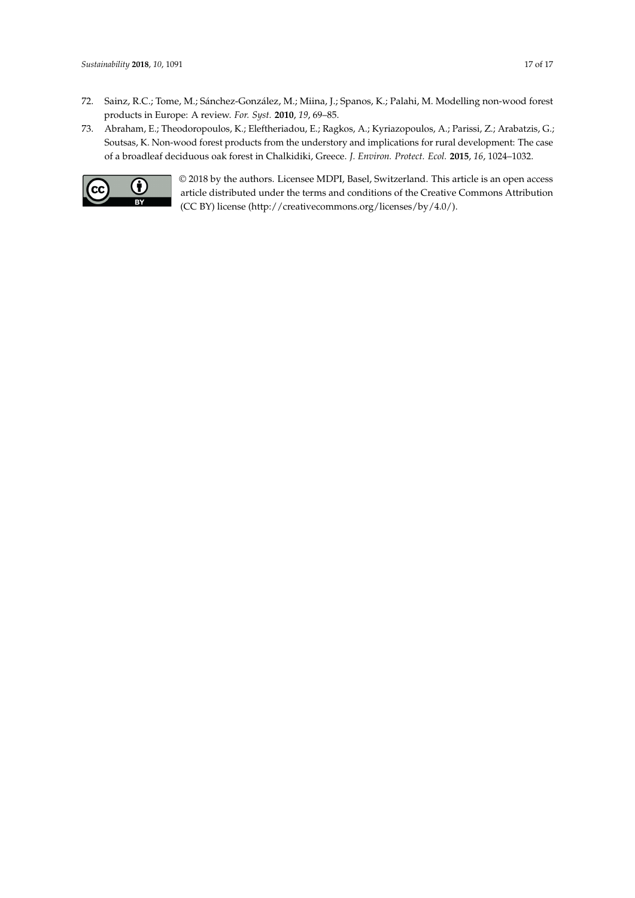72. Sainz, R.C.; Tome, M.; Sánchez-González, M.; Miina, J.; Spanos, K.; Palahi, M. Modelling non-wood forest products in Europe: A review. *For. Syst.* **2010**, *19*, 69–85.
73. Abraham, E.; Theodoropoulos, K.; Eleftheriadou, E.; Ragkos, A.; Kyriazopoulos, A.; Parissi, Z.; Arabatzis, G.; Soutsas, K. Non-wood forest products from the understory and implications for rural development: The case of a broadleaf deciduous oak forest in Chalkidiki, Greece. *J. Environ. Protect. Ecol.* **2015**, *16*, 1024–1032.

© 2018 by the authors. Licensee MDPI, Basel, Switzerland. This article is an open access article distributed under the terms and conditions of the Creative Commons Attribution (CC BY) license (http://creativecommons.org/licenses/by/4.0/).